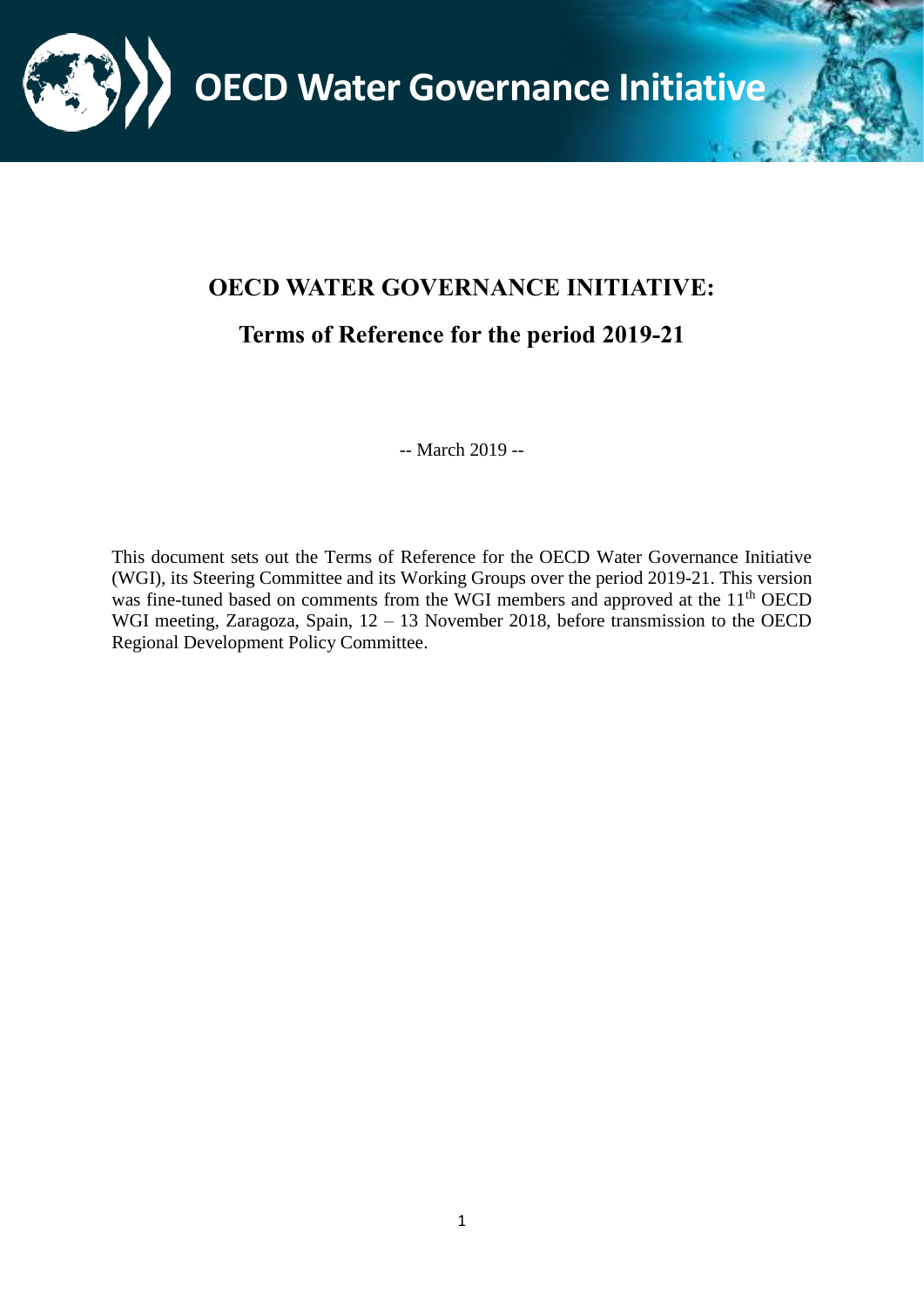OECD Water Governance Initiative

# OECD WATER GOVERNANCE INITIATIVE:

## Terms of Reference for the period 2019-21

-- March 2019 --

This document sets out the Terms of Reference for the OECD Water Governance Initiative (WGI), its Steering Committee and its Working Groups over the period 2019-21. This version was fine-tuned based on comments from the WGI members and approved at the 11th OECD WGI meeting, Zaragoza, Spain, 12 – 13 November 2018, before transmission to the OECD Regional Development Policy Committee.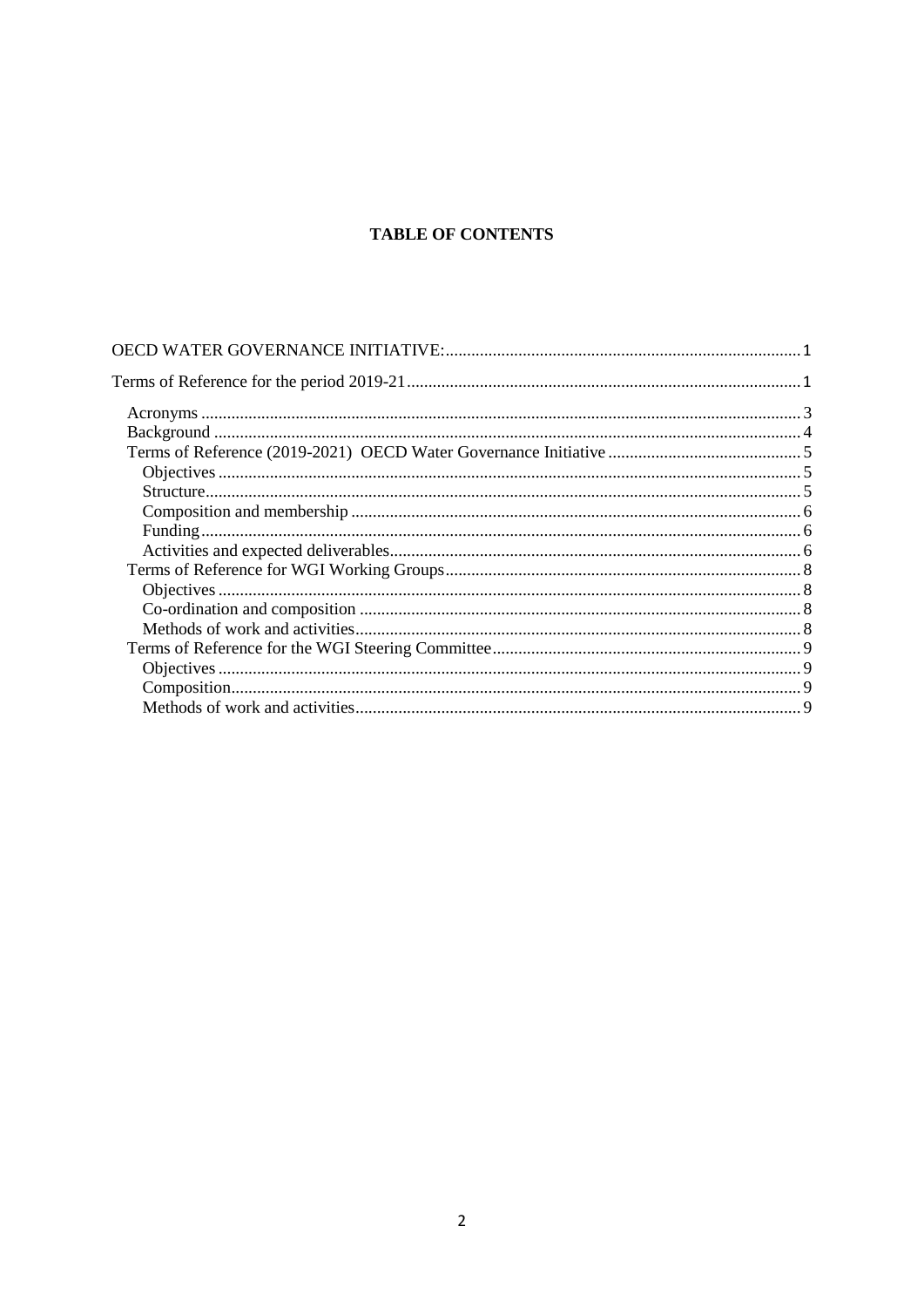**TABLE OF CONTENTS**

OECD WATER GOVERNANCE INITIATIVE: ..... 1

Terms of Reference for the period 2019-21 ..... 1

- Acronyms ..... 3
- Background ..... 4
- Terms of Reference (2019-2021) OECD Water Governance Initiative ..... 5
  - Objectives ..... 5
  - Structure ..... 5
  - Composition and membership ..... 6
  - Funding ..... 6
  - Activities and expected deliverables ..... 6
- Terms of Reference for WGI Working Groups ..... 8
  - Objectives ..... 8
  - Co-ordination and composition ..... 8
  - Methods of work and activities ..... 8
- Terms of Reference for the WGI Steering Committee ..... 9
  - Objectives ..... 9
  - Composition ..... 9
  - Methods of work and activities ..... 9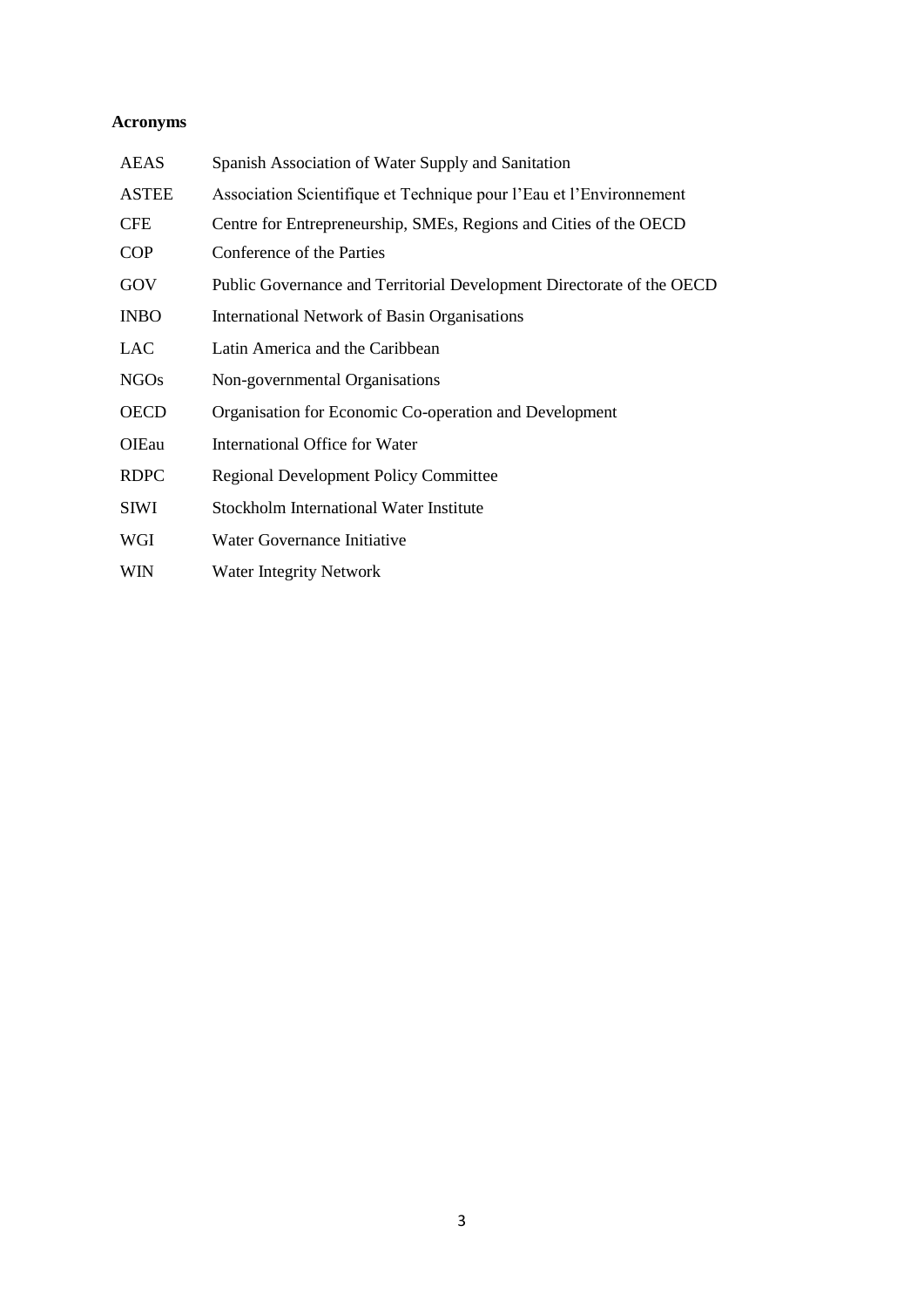**Acronyms**

| | |
|---|---|
| AEAS | Spanish Association of Water Supply and Sanitation |
| ASTEE | Association Scientifique et Technique pour l'Eau et l'Environnement |
| CFE | Centre for Entrepreneurship, SMEs, Regions and Cities of the OECD |
| COP | Conference of the Parties |
| GOV | Public Governance and Territorial Development Directorate of the OECD |
| INBO | International Network of Basin Organisations |
| LAC | Latin America and the Caribbean |
| NGOs | Non-governmental Organisations |
| OECD | Organisation for Economic Co-operation and Development |
| OIEau | International Office for Water |
| RDPC | Regional Development Policy Committee |
| SIWI | Stockholm International Water Institute |
| WGI | Water Governance Initiative |
| WIN | Water Integrity Network |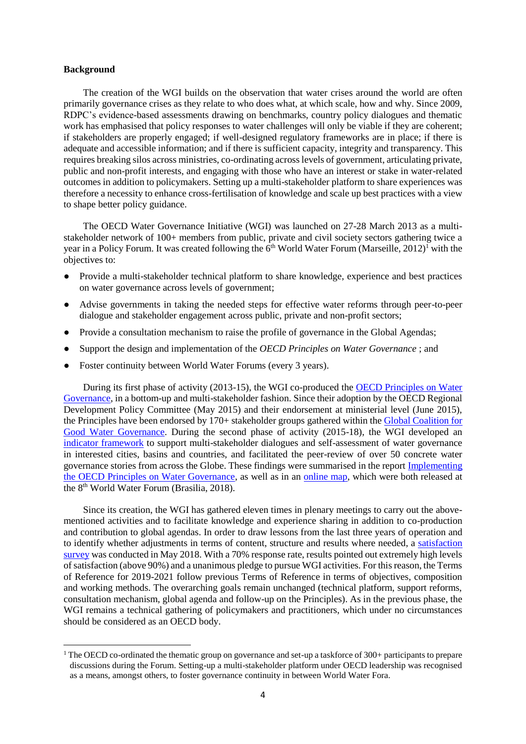**Background**

The creation of the WGI builds on the observation that water crises around the world are often primarily governance crises as they relate to who does what, at which scale, how and why. Since 2009, RDPC's evidence-based assessments drawing on benchmarks, country policy dialogues and thematic work has emphasised that policy responses to water challenges will only be viable if they are coherent; if stakeholders are properly engaged; if well-designed regulatory frameworks are in place; if there is adequate and accessible information; and if there is sufficient capacity, integrity and transparency. This requires breaking silos across ministries, co-ordinating across levels of government, articulating private, public and non-profit interests, and engaging with those who have an interest or stake in water-related outcomes in addition to policymakers. Setting up a multi-stakeholder platform to share experiences was therefore a necessity to enhance cross-fertilisation of knowledge and scale up best practices with a view to shape better policy guidance.

The OECD Water Governance Initiative (WGI) was launched on 27-28 March 2013 as a multi-stakeholder network of 100+ members from public, private and civil society sectors gathering twice a year in a Policy Forum. It was created following the 6th World Water Forum (Marseille, 2012)[1] with the objectives to:

- Provide a multi-stakeholder technical platform to share knowledge, experience and best practices on water governance across levels of government;
- Advise governments in taking the needed steps for effective water reforms through peer-to-peer dialogue and stakeholder engagement across public, private and non-profit sectors;
- Provide a consultation mechanism to raise the profile of governance in the Global Agendas;
- Support the design and implementation of the *OECD Principles on Water Governance* ; and
- Foster continuity between World Water Forums (every 3 years).

During its first phase of activity (2013-15), the WGI co-produced the OECD Principles on Water Governance, in a bottom-up and multi-stakeholder fashion. Since their adoption by the OECD Regional Development Policy Committee (May 2015) and their endorsement at ministerial level (June 2015), the Principles have been endorsed by 170+ stakeholder groups gathered within the Global Coalition for Good Water Governance. During the second phase of activity (2015-18), the WGI developed an indicator framework to support multi-stakeholder dialogues and self-assessment of water governance in interested cities, basins and countries, and facilitated the peer-review of over 50 concrete water governance stories from across the Globe. These findings were summarised in the report Implementing the OECD Principles on Water Governance, as well as in an online map, which were both released at the 8th World Water Forum (Brasilia, 2018).

Since its creation, the WGI has gathered eleven times in plenary meetings to carry out the above-mentioned activities and to facilitate knowledge and experience sharing in addition to co-production and contribution to global agendas. In order to draw lessons from the last three years of operation and to identify whether adjustments in terms of content, structure and results where needed, a satisfaction survey was conducted in May 2018. With a 70% response rate, results pointed out extremely high levels of satisfaction (above 90%) and a unanimous pledge to pursue WGI activities. For this reason, the Terms of Reference for 2019-2021 follow previous Terms of Reference in terms of objectives, composition and working methods. The overarching goals remain unchanged (technical platform, support reforms, consultation mechanism, global agenda and follow-up on the Principles). As in the previous phase, the WGI remains a technical gathering of policymakers and practitioners, which under no circumstances should be considered as an OECD body.

[1] The OECD co-ordinated the thematic group on governance and set-up a taskforce of 300+ participants to prepare discussions during the Forum. Setting-up a multi-stakeholder platform under OECD leadership was recognised as a means, amongst others, to foster governance continuity in between World Water Fora.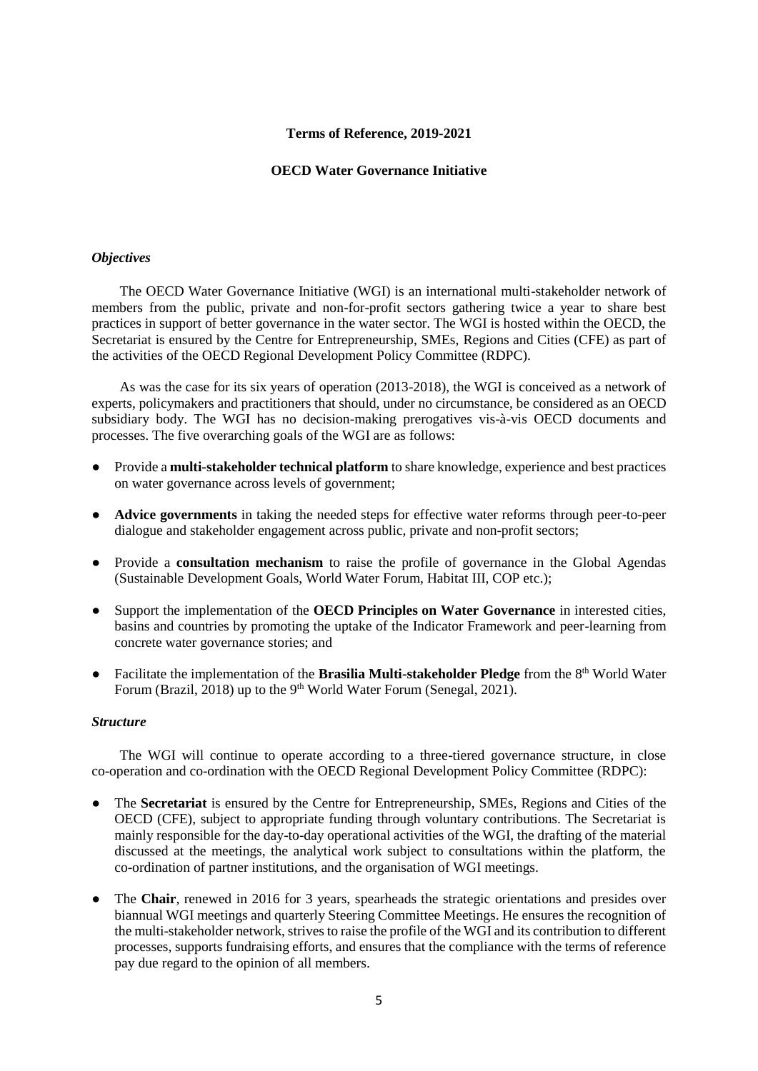**Terms of Reference, 2019-2021**

**OECD Water Governance Initiative**

### *Objectives*

The OECD Water Governance Initiative (WGI) is an international multi-stakeholder network of members from the public, private and non-for-profit sectors gathering twice a year to share best practices in support of better governance in the water sector. The WGI is hosted within the OECD, the Secretariat is ensured by the Centre for Entrepreneurship, SMEs, Regions and Cities (CFE) as part of the activities of the OECD Regional Development Policy Committee (RDPC).

As was the case for its six years of operation (2013-2018), the WGI is conceived as a network of experts, policymakers and practitioners that should, under no circumstance, be considered as an OECD subsidiary body. The WGI has no decision-making prerogatives vis-à-vis OECD documents and processes. The five overarching goals of the WGI are as follows:

- Provide a **multi-stakeholder technical platform** to share knowledge, experience and best practices on water governance across levels of government;
- **Advice governments** in taking the needed steps for effective water reforms through peer-to-peer dialogue and stakeholder engagement across public, private and non-profit sectors;
- Provide a **consultation mechanism** to raise the profile of governance in the Global Agendas (Sustainable Development Goals, World Water Forum, Habitat III, COP etc.);
- Support the implementation of the **OECD Principles on Water Governance** in interested cities, basins and countries by promoting the uptake of the Indicator Framework and peer-learning from concrete water governance stories; and
- Facilitate the implementation of the **Brasilia Multi-stakeholder Pledge** from the 8th World Water Forum (Brazil, 2018) up to the 9th World Water Forum (Senegal, 2021).

### *Structure*

The WGI will continue to operate according to a three-tiered governance structure, in close co-operation and co-ordination with the OECD Regional Development Policy Committee (RDPC):

- The **Secretariat** is ensured by the Centre for Entrepreneurship, SMEs, Regions and Cities of the OECD (CFE), subject to appropriate funding through voluntary contributions. The Secretariat is mainly responsible for the day-to-day operational activities of the WGI, the drafting of the material discussed at the meetings, the analytical work subject to consultations within the platform, the co-ordination of partner institutions, and the organisation of WGI meetings.
- The **Chair**, renewed in 2016 for 3 years, spearheads the strategic orientations and presides over biannual WGI meetings and quarterly Steering Committee Meetings. He ensures the recognition of the multi-stakeholder network, strives to raise the profile of the WGI and its contribution to different processes, supports fundraising efforts, and ensures that the compliance with the terms of reference pay due regard to the opinion of all members.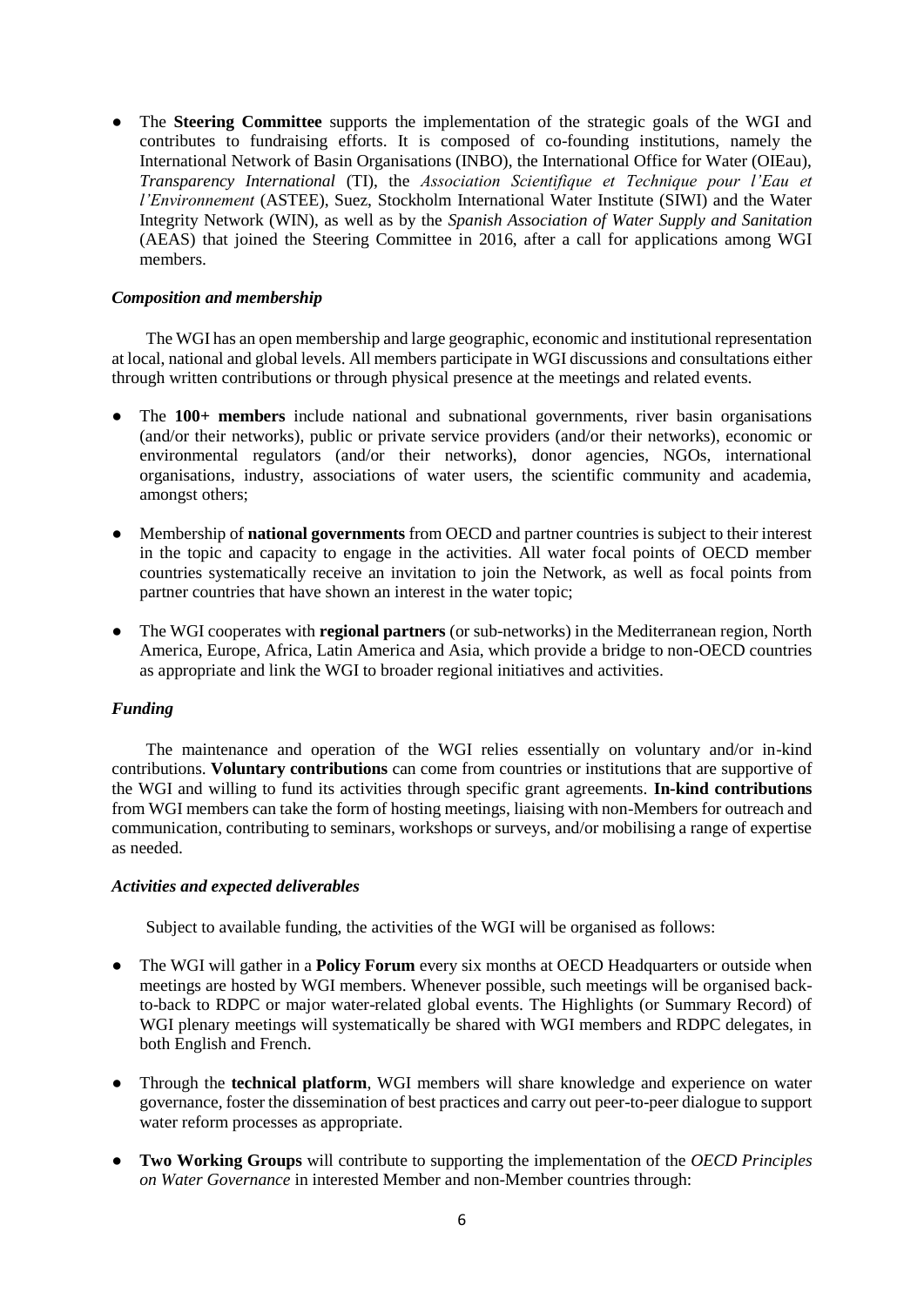- The **Steering Committee** supports the implementation of the strategic goals of the WGI and contributes to fundraising efforts. It is composed of co-founding institutions, namely the International Network of Basin Organisations (INBO), the International Office for Water (OIEau), *Transparency International* (TI), the *Association Scientifique et Technique pour l'Eau et l'Environnement* (ASTEE), Suez, Stockholm International Water Institute (SIWI) and the Water Integrity Network (WIN), as well as by the *Spanish Association of Water Supply and Sanitation* (AEAS) that joined the Steering Committee in 2016, after a call for applications among WGI members.

### *Composition and membership*

The WGI has an open membership and large geographic, economic and institutional representation at local, national and global levels. All members participate in WGI discussions and consultations either through written contributions or through physical presence at the meetings and related events.

- The **100+ members** include national and subnational governments, river basin organisations (and/or their networks), public or private service providers (and/or their networks), economic or environmental regulators (and/or their networks), donor agencies, NGOs, international organisations, industry, associations of water users, the scientific community and academia, amongst others;

- Membership of **national governments** from OECD and partner countries is subject to their interest in the topic and capacity to engage in the activities. All water focal points of OECD member countries systematically receive an invitation to join the Network, as well as focal points from partner countries that have shown an interest in the water topic;

- The WGI cooperates with **regional partners** (or sub-networks) in the Mediterranean region, North America, Europe, Africa, Latin America and Asia, which provide a bridge to non-OECD countries as appropriate and link the WGI to broader regional initiatives and activities.

### *Funding*

The maintenance and operation of the WGI relies essentially on voluntary and/or in-kind contributions. **Voluntary contributions** can come from countries or institutions that are supportive of the WGI and willing to fund its activities through specific grant agreements. **In-kind contributions** from WGI members can take the form of hosting meetings, liaising with non-Members for outreach and communication, contributing to seminars, workshops or surveys, and/or mobilising a range of expertise as needed.

### *Activities and expected deliverables*

Subject to available funding, the activities of the WGI will be organised as follows:

- The WGI will gather in a **Policy Forum** every six months at OECD Headquarters or outside when meetings are hosted by WGI members. Whenever possible, such meetings will be organised back-to-back to RDPC or major water-related global events. The Highlights (or Summary Record) of WGI plenary meetings will systematically be shared with WGI members and RDPC delegates, in both English and French.

- Through the **technical platform**, WGI members will share knowledge and experience on water governance, foster the dissemination of best practices and carry out peer-to-peer dialogue to support water reform processes as appropriate.

- **Two Working Groups** will contribute to supporting the implementation of the *OECD Principles on Water Governance* in interested Member and non-Member countries through: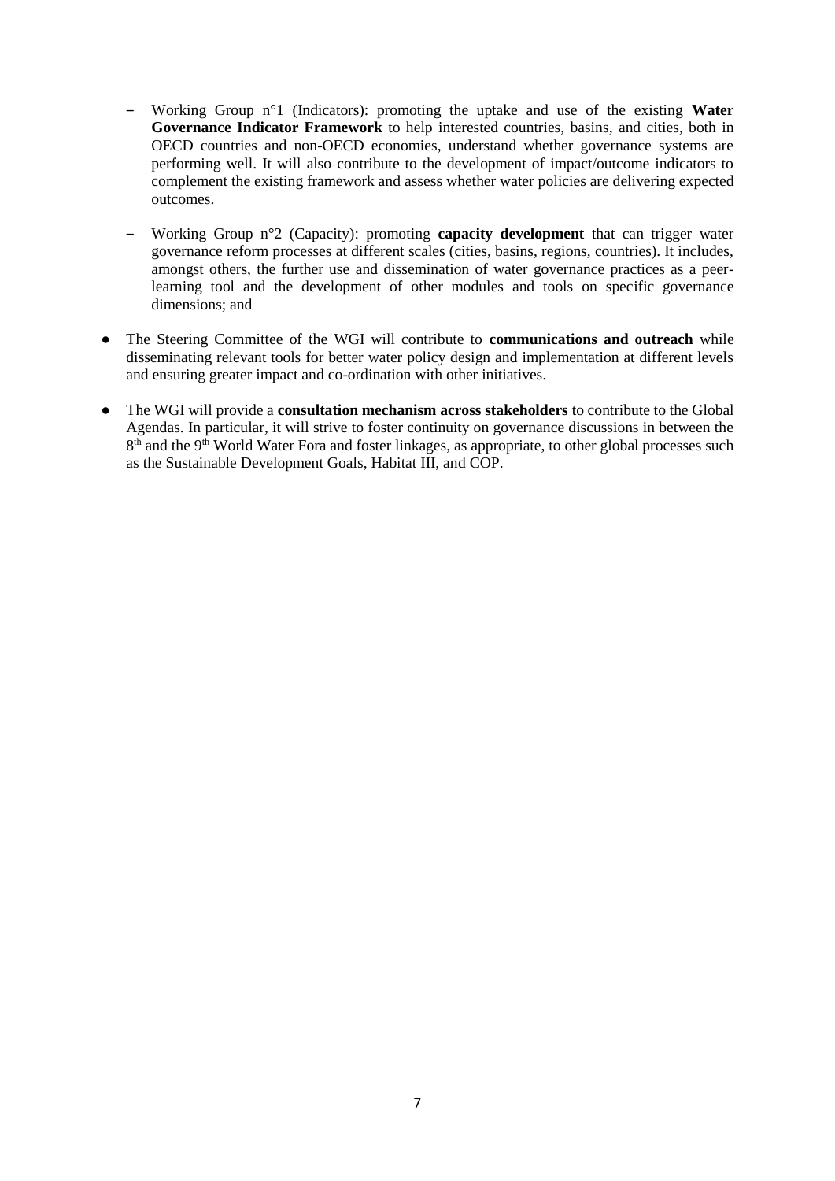- Working Group n°1 (Indicators): promoting the uptake and use of the existing **Water Governance Indicator Framework** to help interested countries, basins, and cities, both in OECD countries and non-OECD economies, understand whether governance systems are performing well. It will also contribute to the development of impact/outcome indicators to complement the existing framework and assess whether water policies are delivering expected outcomes.

- Working Group n°2 (Capacity): promoting **capacity development** that can trigger water governance reform processes at different scales (cities, basins, regions, countries). It includes, amongst others, the further use and dissemination of water governance practices as a peer-learning tool and the development of other modules and tools on specific governance dimensions; and

- The Steering Committee of the WGI will contribute to **communications and outreach** while disseminating relevant tools for better water policy design and implementation at different levels and ensuring greater impact and co-ordination with other initiatives.

- The WGI will provide a **consultation mechanism across stakeholders** to contribute to the Global Agendas. In particular, it will strive to foster continuity on governance discussions in between the 8th and the 9th World Water Fora and foster linkages, as appropriate, to other global processes such as the Sustainable Development Goals, Habitat III, and COP.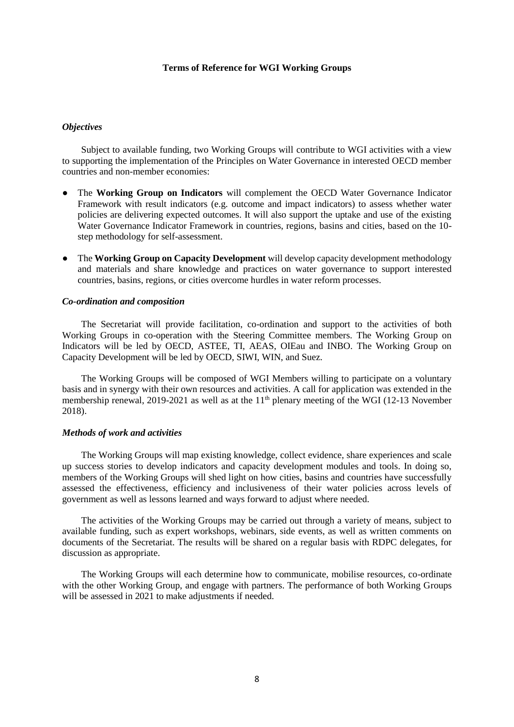## Terms of Reference for WGI Working Groups

### *Objectives*

Subject to available funding, two Working Groups will contribute to WGI activities with a view to supporting the implementation of the Principles on Water Governance in interested OECD member countries and non-member economies:

- The **Working Group on Indicators** will complement the OECD Water Governance Indicator Framework with result indicators (e.g. outcome and impact indicators) to assess whether water policies are delivering expected outcomes. It will also support the uptake and use of the existing Water Governance Indicator Framework in countries, regions, basins and cities, based on the 10-step methodology for self-assessment.
- The **Working Group on Capacity Development** will develop capacity development methodology and materials and share knowledge and practices on water governance to support interested countries, basins, regions, or cities overcome hurdles in water reform processes.

### *Co-ordination and composition*

The Secretariat will provide facilitation, co-ordination and support to the activities of both Working Groups in co-operation with the Steering Committee members. The Working Group on Indicators will be led by OECD, ASTEE, TI, AEAS, OIEau and INBO. The Working Group on Capacity Development will be led by OECD, SIWI, WIN, and Suez.

The Working Groups will be composed of WGI Members willing to participate on a voluntary basis and in synergy with their own resources and activities. A call for application was extended in the membership renewal, 2019-2021 as well as at the 11th plenary meeting of the WGI (12-13 November 2018).

### *Methods of work and activities*

The Working Groups will map existing knowledge, collect evidence, share experiences and scale up success stories to develop indicators and capacity development modules and tools. In doing so, members of the Working Groups will shed light on how cities, basins and countries have successfully assessed the effectiveness, efficiency and inclusiveness of their water policies across levels of government as well as lessons learned and ways forward to adjust where needed.

The activities of the Working Groups may be carried out through a variety of means, subject to available funding, such as expert workshops, webinars, side events, as well as written comments on documents of the Secretariat. The results will be shared on a regular basis with RDPC delegates, for discussion as appropriate.

The Working Groups will each determine how to communicate, mobilise resources, co-ordinate with the other Working Group, and engage with partners. The performance of both Working Groups will be assessed in 2021 to make adjustments if needed.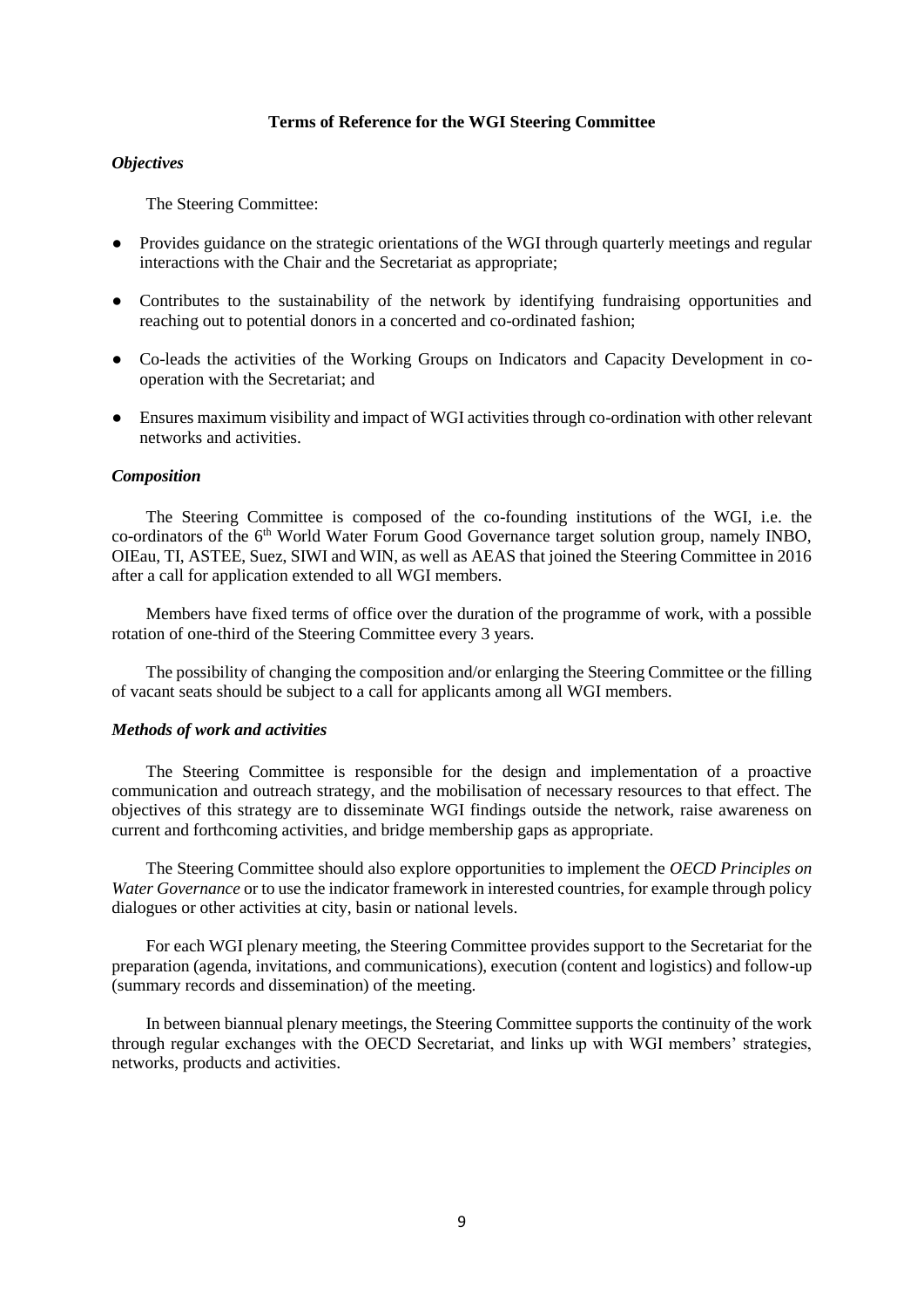**Terms of Reference for the WGI Steering Committee**

***Objectives***

The Steering Committee:

- Provides guidance on the strategic orientations of the WGI through quarterly meetings and regular interactions with the Chair and the Secretariat as appropriate;
- Contributes to the sustainability of the network by identifying fundraising opportunities and reaching out to potential donors in a concerted and co-ordinated fashion;
- Co-leads the activities of the Working Groups on Indicators and Capacity Development in co-operation with the Secretariat; and
- Ensures maximum visibility and impact of WGI activities through co-ordination with other relevant networks and activities.

***Composition***

The Steering Committee is composed of the co-founding institutions of the WGI, i.e. the co-ordinators of the 6th World Water Forum Good Governance target solution group, namely INBO, OIEau, TI, ASTEE, Suez, SIWI and WIN, as well as AEAS that joined the Steering Committee in 2016 after a call for application extended to all WGI members.

Members have fixed terms of office over the duration of the programme of work, with a possible rotation of one-third of the Steering Committee every 3 years.

The possibility of changing the composition and/or enlarging the Steering Committee or the filling of vacant seats should be subject to a call for applicants among all WGI members.

***Methods of work and activities***

The Steering Committee is responsible for the design and implementation of a proactive communication and outreach strategy, and the mobilisation of necessary resources to that effect. The objectives of this strategy are to disseminate WGI findings outside the network, raise awareness on current and forthcoming activities, and bridge membership gaps as appropriate.

The Steering Committee should also explore opportunities to implement the *OECD Principles on Water Governance* or to use the indicator framework in interested countries, for example through policy dialogues or other activities at city, basin or national levels.

For each WGI plenary meeting, the Steering Committee provides support to the Secretariat for the preparation (agenda, invitations, and communications), execution (content and logistics) and follow-up (summary records and dissemination) of the meeting.

In between biannual plenary meetings, the Steering Committee supports the continuity of the work through regular exchanges with the OECD Secretariat, and links up with WGI members' strategies, networks, products and activities.